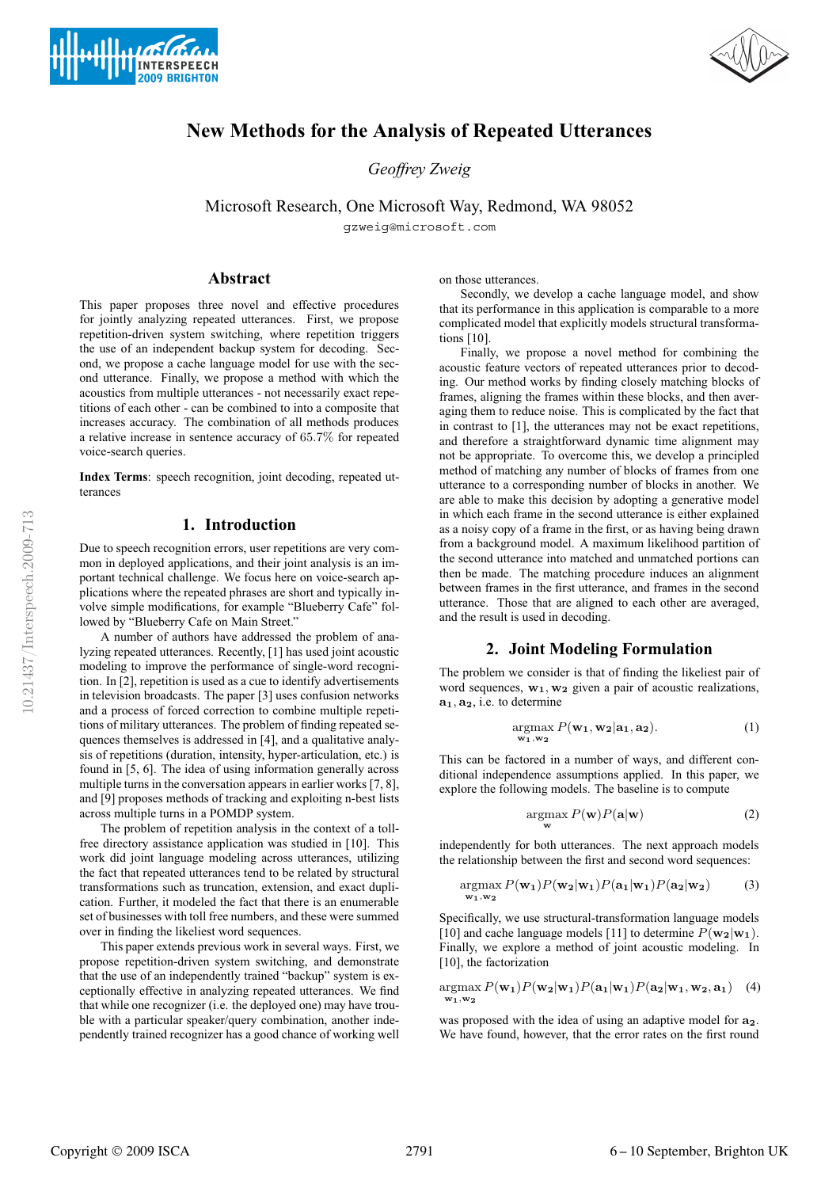# New Methods for the Analysis of Repeated Utterances

*Geoffrey Zweig*

Microsoft Research, One Microsoft Way, Redmond, WA 98052

gzweig@microsoft.com

## Abstract

This paper proposes three novel and effective procedures for jointly analyzing repeated utterances. First, we propose repetition-driven system switching, where repetition triggers the use of an independent backup system for decoding. Second, we propose a cache language model for use with the second utterance. Finally, we propose a method with which the acoustics from multiple utterances - not necessarily exact repetitions of each other - can be combined to into a composite that increases accuracy. The combination of all methods produces a relative increase in sentence accuracy of 65.7% for repeated voice-search queries.

**Index Terms**: speech recognition, joint decoding, repeated utterances

## 1. Introduction

Due to speech recognition errors, user repetitions are very common in deployed applications, and their joint analysis is an important technical challenge. We focus here on voice-search applications where the repeated phrases are short and typically involve simple modifications, for example "Blueberry Cafe" followed by "Blueberry Cafe on Main Street."

A number of authors have addressed the problem of analyzing repeated utterances. Recently, [1] has used joint acoustic modeling to improve the performance of single-word recognition. In [2], repetition is used as a cue to identify advertisements in television broadcasts. The paper [3] uses confusion networks and a process of forced correction to combine multiple repetitions of military utterances. The problem of finding repeated sequences themselves is addressed in [4], and a qualitative analysis of repetitions (duration, intensity, hyper-articulation, etc.) is found in [5, 6]. The idea of using information generally across multiple turns in the conversation appears in earlier works [7, 8], and [9] proposes methods of tracking and exploiting n-best lists across multiple turns in a POMDP system.

The problem of repetition analysis in the context of a toll-free directory assistance application was studied in [10]. This work did joint language modeling across utterances, utilizing the fact that repeated utterances tend to be related by structural transformations such as truncation, extension, and exact duplication. Further, it modeled the fact that there is an enumerable set of businesses with toll free numbers, and these were summed over in finding the likeliest word sequences.

This paper extends previous work in several ways. First, we propose repetition-driven system switching, and demonstrate that the use of an independently trained "backup" system is exceptionally effective in analyzing repeated utterances. We find that while one recognizer (i.e. the deployed one) may have trouble with a particular speaker/query combination, another independently trained recognizer has a good chance of working well on those utterances.

Secondly, we develop a cache language model, and show that its performance in this application is comparable to a more complicated model that explicitly models structural transformations [10].

Finally, we propose a novel method for combining the acoustic feature vectors of repeated utterances prior to decoding. Our method works by finding closely matching blocks of frames, aligning the frames within these blocks, and then averaging them to reduce noise. This is complicated by the fact that in contrast to [1], the utterances may not be exact repetitions, and therefore a straightforward dynamic time alignment may not be appropriate. To overcome this, we develop a principled method of matching any number of blocks of frames from one utterance to a corresponding number of blocks in another. We are able to make this decision by adopting a generative model in which each frame in the second utterance is either explained as a noisy copy of a frame in the first, or as having being drawn from a background model. A maximum likelihood partition of the second utterance into matched and unmatched portions can then be made. The matching procedure induces an alignment between frames in the first utterance, and frames in the second utterance. Those that are aligned to each other are averaged, and the result is used in decoding.

## 2. Joint Modeling Formulation

The problem we consider is that of finding the likeliest pair of word sequences, $\mathbf{w_1}, \mathbf{w_2}$ given a pair of acoustic realizations, $\mathbf{a_1}, \mathbf{a_2}$, i.e. to determine

$$\operatorname*{argmax}_{\mathbf{w_1}, \mathbf{w_2}} P(\mathbf{w_1}, \mathbf{w_2} | \mathbf{a_1}, \mathbf{a_2}). \tag{1}$$

This can be factored in a number of ways, and different conditional independence assumptions applied. In this paper, we explore the following models. The baseline is to compute

$$\operatorname*{argmax}_{\mathbf{w}} P(\mathbf{w}) P(\mathbf{a} | \mathbf{w}) \tag{2}$$

independently for both utterances. The next approach models the relationship between the first and second word sequences:

$$\operatorname*{argmax}_{\mathbf{w_1}, \mathbf{w_2}} P(\mathbf{w_1}) P(\mathbf{w_2} | \mathbf{w_1}) P(\mathbf{a_1} | \mathbf{w_1}) P(\mathbf{a_2} | \mathbf{w_2}) \tag{3}$$

Specifically, we use structural-transformation language models [10] and cache language models [11] to determine $P(\mathbf{w_2} | \mathbf{w_1})$. Finally, we explore a method of joint acoustic modeling. In [10], the factorization

$$\operatorname*{argmax}_{\mathbf{w_1}, \mathbf{w_2}} P(\mathbf{w_1}) P(\mathbf{w_2} | \mathbf{w_1}) P(\mathbf{a_1} | \mathbf{w_1}) P(\mathbf{a_2} | \mathbf{w_1}, \mathbf{w_2}, \mathbf{a_1}) \tag{4}$$

was proposed with the idea of using an adaptive model for $\mathbf{a_2}$. We have found, however, that the error rates on the first round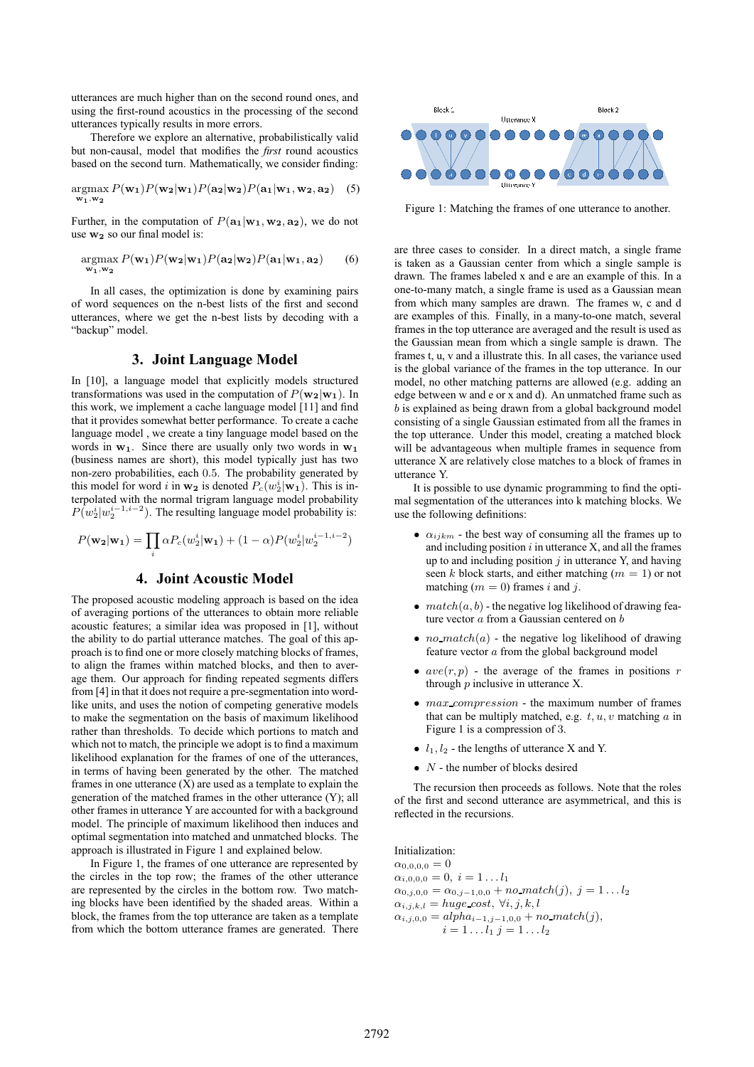utterances are much higher than on the second round ones, and using the first-round acoustics in the processing of the second utterances typically results in more errors.

Therefore we explore an alternative, probabilistically valid but non-causal, model that modifies the *first* round acoustics based on the second turn. Mathematically, we consider finding:

$$\underset{\mathbf{w_1},\mathbf{w_2}}{\operatorname{argmax}}\, P(\mathbf{w_1})P(\mathbf{w_2}|\mathbf{w_1})P(\mathbf{a_2}|\mathbf{w_2})P(\mathbf{a_1}|\mathbf{w_1},\mathbf{w_2},\mathbf{a_2}) \quad (5)$$

Further, in the computation of $P(\mathbf{a_1}|\mathbf{w_1},\mathbf{w_2},\mathbf{a_2})$, we do not use $\mathbf{w_2}$ so our final model is:

$$\underset{\mathbf{w_1},\mathbf{w_2}}{\operatorname{argmax}}\, P(\mathbf{w_1})P(\mathbf{w_2}|\mathbf{w_1})P(\mathbf{a_2}|\mathbf{w_2})P(\mathbf{a_1}|\mathbf{w_1},\mathbf{a_2}) \quad (6)$$

In all cases, the optimization is done by examining pairs of word sequences on the n-best lists of the first and second utterances, where we get the n-best lists by decoding with a "backup" model.

## 3. Joint Language Model

In [10], a language model that explicitly models structured transformations was used in the computation of $P(\mathbf{w_2}|\mathbf{w_1})$. In this work, we implement a cache language model [11] and find that it provides somewhat better performance. To create a cache language model , we create a tiny language model based on the words in $\mathbf{w_1}$. Since there are usually only two words in $\mathbf{w_1}$ (business names are short), this model typically just has two non-zero probabilities, each 0.5. The probability generated by this model for word $i$ in $\mathbf{w_2}$ is denoted $P_c(w_2^i|\mathbf{w_1})$. This is interpolated with the normal trigram language model probability $P(w_2^i|w_2^{i-1,i-2})$. The resulting language model probability is:

$$P(\mathbf{w_2}|\mathbf{w_1}) = \prod_i \alpha P_c(w_2^i|\mathbf{w_1}) + (1-\alpha)P(w_2^i|w_2^{i-1,i-2})$$

## 4. Joint Acoustic Model

The proposed acoustic modeling approach is based on the idea of averaging portions of the utterances to obtain more reliable acoustic features; a similar idea was proposed in [1], without the ability to do partial utterance matches. The goal of this approach is to find one or more closely matching blocks of frames, to align the frames within matched blocks, and then to average them. Our approach for finding repeated segments differs from [4] in that it does not require a pre-segmentation into word-like units, and uses the notion of competing generative models to make the segmentation on the basis of maximum likelihood rather than thresholds. To decide which portions to match and which not to match, the principle we adopt is to find a maximum likelihood explanation for the frames of one of the utterances, in terms of having been generated by the other. The matched frames in one utterance (X) are used as a template to explain the generation of the matched frames in the other utterance (Y); all other frames in utterance Y are accounted for with a background model. The principle of maximum likelihood then induces and optimal segmentation into matched and unmatched blocks. The approach is illustrated in Figure 1 and explained below.

In Figure 1, the frames of one utterance are represented by the circles in the top row; the frames of the other utterance are represented by the circles in the bottom row. Two matching blocks have been identified by the shaded areas. Within a block, the frames from the top utterance are taken as a template from which the bottom utterance frames are generated. There are three cases to consider. In a direct match, a single frame is taken as a Gaussian center from which a single sample is drawn. The frames labeled x and e are an example of this. In a one-to-many match, a single frame is used as a Gaussian mean from which many samples are drawn. The frames w, c and d are examples of this. Finally, in a many-to-one match, several frames in the top utterance are averaged and the result is used as the Gaussian mean from which a single sample is drawn. The frames t, u, v and a illustrate this. In all cases, the variance used is the global variance of the frames in the top utterance. In our model, no other matching patterns are allowed (e.g. adding an edge between w and e or x and d). An unmatched frame such as $b$ is explained as being drawn from a global background model consisting of a single Gaussian estimated from all the frames in the top utterance. Under this model, creating a matched block will be advantageous when multiple frames in sequence from utterance X are relatively close matches to a block of frames in utterance Y.

Figure 1: Matching the frames of one utterance to another.

It is possible to use dynamic programming to find the optimal segmentation of the utterances into k matching blocks. We use the following definitions:

- $\alpha_{ijkm}$ - the best way of consuming all the frames up to and including position $i$ in utterance X, and all the frames up to and including position $j$ in utterance Y, and having seen $k$ block starts, and either matching ($m = 1$) or not matching ($m = 0$) frames $i$ and $j$.
- $match(a, b)$ - the negative log likelihood of drawing feature vector $a$ from a Gaussian centered on $b$
- $no\_match(a)$ - the negative log likelihood of drawing feature vector $a$ from the global background model
- $ave(r, p)$ - the average of the frames in positions $r$ through $p$ inclusive in utterance X.
- $max\_compression$ - the maximum number of frames that can be multiply matched, e.g. $t, u, v$ matching $a$ in Figure 1 is a compression of 3.
- $l_1, l_2$ - the lengths of utterance X and Y.
- $N$ - the number of blocks desired

The recursion then proceeds as follows. Note that the roles of the first and second utterance are asymmetrical, and this is reflected in the recursions.

Initialization:
$\alpha_{0,0,0,0} = 0$
$\alpha_{i,0,0,0} = 0,\ i = 1 \ldots l_1$
$\alpha_{0,j,0,0} = \alpha_{0,j-1,0,0} + no\_match(j),\ j = 1 \ldots l_2$
$\alpha_{i,j,k,l} = huge\_cost,\ \forall i, j, k, l$
$\alpha_{i,j,0,0} = alpha_{i-1,j-1,0,0} + no\_match(j),$
$\quad i = 1 \ldots l_1\ j = 1 \ldots l_2$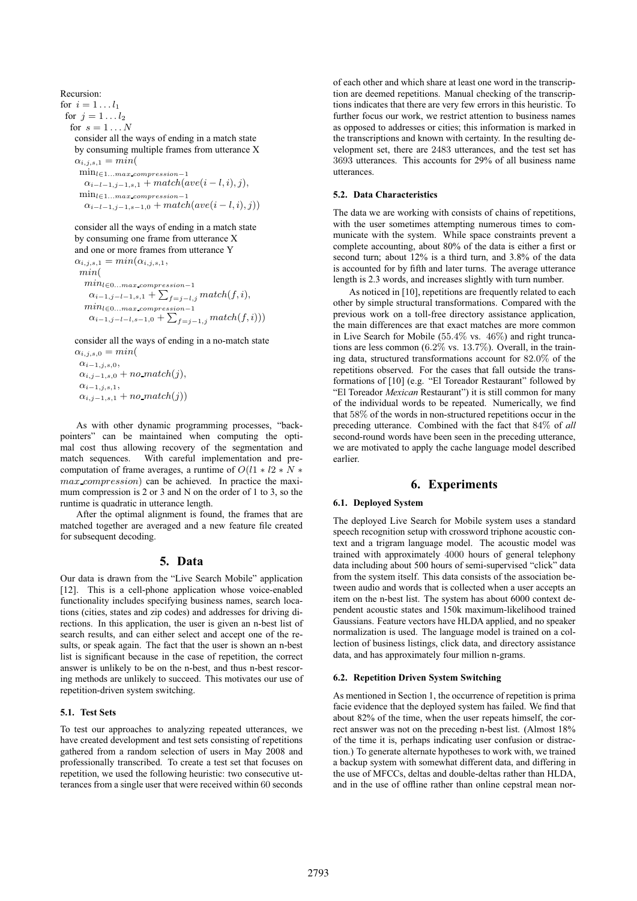Recursion:
for $i = 1 \ldots l_1$
 for $j = 1 \ldots l_2$
  for $s = 1 \ldots N$
   consider all the ways of ending in a match state
   by consuming multiple frames from utterance X
   $\alpha_{i,j,s,1} = min($
    $\min_{l \in 1 \ldots max\_compression-1}$
     $\alpha_{i-l-1,j-1,s,1} + match(ave(i-l,i),j),$
    $\min_{l \in 1 \ldots max\_compression-1}$
     $\alpha_{i-l-1,j-1,s-1,0} + match(ave(i-l,i),j))$

   consider all the ways of ending in a match state
   by consuming one frame from utterance X
   and one or more frames from utterance Y
   $\alpha_{i,j,s,1} = min(\alpha_{i,j,s,1},$
    $min($
     $min_{l \in 0 \ldots max\_compression-1}$
      $\alpha_{i-1,j-l-1,s,1} + \sum_{f=j-l,j} match(f,i),$
     $min_{l \in 0 \ldots max\_compression-1}$
      $\alpha_{i-1,j-l-l,s-1,0} + \sum_{f=j-1,j} match(f,i)))$

   consider all the ways of ending in a no-match state
   $\alpha_{i,j,s,0} = min($
    $\alpha_{i-1,j,s,0},$
    $\alpha_{i,j-1,s,0} + no\_match(j),$
    $\alpha_{i-1,j,s,1},$
    $\alpha_{i,j-1,s,1} + no\_match(j))$

As with other dynamic programming processes, "back-pointers" can be maintained when computing the optimal cost thus allowing recovery of the segmentation and match sequences. With careful implementation and pre-computation of frame averages, a runtime of $O(l1 * l2 * N * max\_compression)$ can be achieved. In practice the maximum compression is 2 or 3 and N on the order of 1 to 3, so the runtime is quadratic in utterance length.

After the optimal alignment is found, the frames that are matched together are averaged and a new feature file created for subsequent decoding.

## 5. Data

Our data is drawn from the "Live Search Mobile" application [12]. This is a cell-phone application whose voice-enabled functionality includes specifying business names, search locations (cities, states and zip codes) and addresses for driving directions. In this application, the user is given an n-best list of search results, and can either select and accept one of the results, or speak again. The fact that the user is shown an n-best list is significant because in the case of repetition, the correct answer is unlikely to be on the n-best, and thus n-best rescoring methods are unlikely to succeed. This motivates our use of repetition-driven system switching.

### 5.1. Test Sets

To test our approaches to analyzing repeated utterances, we have created development and test sets consisting of repetitions gathered from a random selection of users in May 2008 and professionally transcribed. To create a test set that focuses on repetition, we used the following heuristic: two consecutive utterances from a single user that were received within 60 seconds of each other and which share at least one word in the transcription are deemed repetitions. Manual checking of the transcriptions indicates that there are very few errors in this heuristic. To further focus our work, we restrict attention to business names as opposed to addresses or cities; this information is marked in the transcriptions and known with certainty. In the resulting development set, there are 2483 utterances, and the test set has 3693 utterances. This accounts for 29% of all business name utterances.

### 5.2. Data Characteristics

The data we are working with consists of chains of repetitions, with the user sometimes attempting numerous times to communicate with the system. While space constraints prevent a complete accounting, about 80% of the data is either a first or second turn; about 12% is a third turn, and 3.8% of the data is accounted for by fifth and later turns. The average utterance length is 2.3 words, and increases slightly with turn number.

As noticed in [10], repetitions are frequently related to each other by simple structural transformations. Compared with the previous work on a toll-free directory assistance application, the main differences are that exact matches are more common in Live Search for Mobile (55.4% vs. 46%) and right truncations are less common (6.2% vs. 13.7%). Overall, in the training data, structured transformations account for 82.0% of the repetitions observed. For the cases that fall outside the transformations of [10] (e.g. "El Toreador Restaurant" followed by "El Toreador *Mexican* Restaurant") it is still common for many of the individual words to be repeated. Numerically, we find that 58% of the words in non-structured repetitions occur in the preceding utterance. Combined with the fact that 84% of *all* second-round words have been seen in the preceding utterance, we are motivated to apply the cache language model described earlier.

## 6. Experiments

### 6.1. Deployed System

The deployed Live Search for Mobile system uses a standard speech recognition setup with crossword triphone acoustic context and a trigram language model. The acoustic model was trained with approximately 4000 hours of general telephony data including about 500 hours of semi-supervised "click" data from the system itself. This data consists of the association between audio and words that is collected when a user accepts an item on the n-best list. The system has about 6000 context dependent acoustic states and 150k maximum-likelihood trained Gaussians. Feature vectors have HLDA applied, and no speaker normalization is used. The language model is trained on a collection of business listings, click data, and directory assistance data, and has approximately four million n-grams.

### 6.2. Repetition Driven System Switching

As mentioned in Section 1, the occurrence of repetition is prima facie evidence that the deployed system has failed. We find that about 82% of the time, when the user repeats himself, the correct answer was not on the preceding n-best list. (Almost 18% of the time it is, perhaps indicating user confusion or distraction.) To generate alternate hypotheses to work with, we trained a backup system with somewhat different data, and differing in the use of MFCCs, deltas and double-deltas rather than HLDA, and in the use of offline rather than online cepstral mean nor-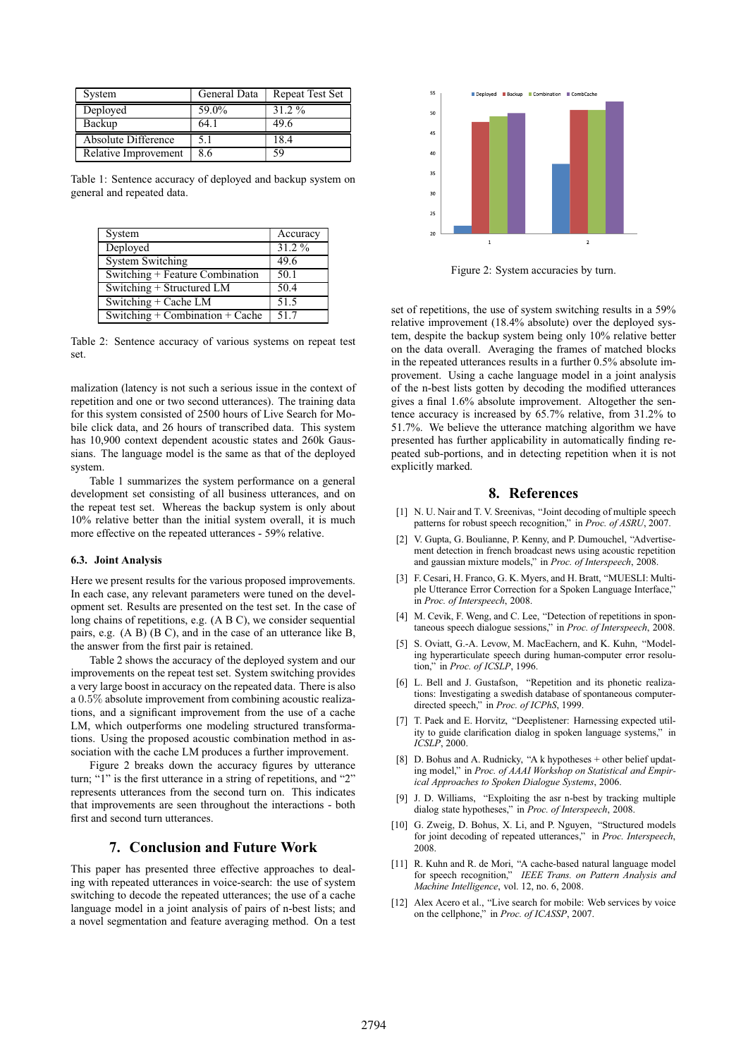| System | General Data | Repeat Test Set |
|---|---|---|
| Deployed | 59.0% | 31.2 % |
| Backup | 64.1 | 49.6 |
| Absolute Difference | 5.1 | 18.4 |
| Relative Improvement | 8.6 | 59 |

Table 1: Sentence accuracy of deployed and backup system on general and repeated data.

| System | Accuracy |
|---|---|
| Deployed | 31.2 % |
| System Switching | 49.6 |
| Switching + Feature Combination | 50.1 |
| Switching + Structured LM | 50.4 |
| Switching + Cache LM | 51.5 |
| Switching + Combination + Cache | 51.7 |

Table 2: Sentence accuracy of various systems on repeat test set.

malization (latency is not such a serious issue in the context of repetition and one or two second utterances). The training data for this system consisted of 2500 hours of Live Search for Mobile click data, and 26 hours of transcribed data. This system has 10,900 context dependent acoustic states and 260k Gaussians. The language model is the same as that of the deployed system.

Table 1 summarizes the system performance on a general development set consisting of all business utterances, and on the repeat test set. Whereas the backup system is only about 10% relative better than the initial system overall, it is much more effective on the repeated utterances - 59% relative.

### 6.3. Joint Analysis

Here we present results for the various proposed improvements. In each case, any relevant parameters were tuned on the development set. Results are presented on the test set. In the case of long chains of repetitions, e.g. (A B C), we consider sequential pairs, e.g. (A B) (B C), and in the case of an utterance like B, the answer from the first pair is retained.

Table 2 shows the accuracy of the deployed system and our improvements on the repeat test set. System switching provides a very large boost in accuracy on the repeated data. There is also a 0.5% absolute improvement from combining acoustic realizations, and a significant improvement from the use of a cache LM, which outperforms one modeling structured transformations. Using the proposed acoustic combination method in association with the cache LM produces a further improvement.

Figure 2 breaks down the accuracy figures by utterance turn; "1" is the first utterance in a string of repetitions, and "2" represents utterances from the second turn on. This indicates that improvements are seen throughout the interactions - both first and second turn utterances.

55
50
45
40
35
30
25
20
Deployed
Backup
Combination
CombCache
1
2

Figure 2: System accuracies by turn.

## 7. Conclusion and Future Work

This paper has presented three effective approaches to dealing with repeated utterances in voice-search: the use of system switching to decode the repeated utterances; the use of a cache language model in a joint analysis of pairs of n-best lists; and a novel segmentation and feature averaging method. On a test set of repetitions, the use of system switching results in a 59% relative improvement (18.4% absolute) over the deployed system, despite the backup system being only 10% relative better on the data overall. Averaging the frames of matched blocks in the repeated utterances results in a further 0.5% absolute improvement. Using a cache language model in a joint analysis of the n-best lists gotten by decoding the modified utterances gives a final 1.6% absolute improvement. Altogether the sentence accuracy is increased by 65.7% relative, from 31.2% to 51.7%. We believe the utterance matching algorithm we have presented has further applicability in automatically finding repeated sub-portions, and in detecting repetition when it is not explicitly marked.

## 8. References

[1] N. U. Nair and T. V. Sreenivas, "Joint decoding of multiple speech patterns for robust speech recognition," in *Proc. of ASRU*, 2007.

[2] V. Gupta, G. Boulianne, P. Kenny, and P. Dumouchel, "Advertisement detection in french broadcast news using acoustic repetition and gaussian mixture models," in *Proc. of Interspeech*, 2008.

[3] F. Cesari, H. Franco, G. K. Myers, and H. Bratt, "MUESLI: Multiple Utterance Error Correction for a Spoken Language Interface," in *Proc. of Interspeech*, 2008.

[4] M. Cevik, F. Weng, and C. Lee, "Detection of repetitions in spontaneous speech dialogue sessions," in *Proc. of Interspeech*, 2008.

[5] S. Oviatt, G.-A. Levow, M. MacEachern, and K. Kuhn, "Modeling hyperarticulate speech during human-computer error resolution," in *Proc. of ICSLP*, 1996.

[6] L. Bell and J. Gustafson, "Repetition and its phonetic realizations: Investigating a swedish database of spontaneous computer-directed speech," in *Proc. of ICPhS*, 1999.

[7] T. Paek and E. Horvitz, "Deeplistener: Harnessing expected utility to guide clarification dialog in spoken language systems," in *ICSLP*, 2000.

[8] D. Bohus and A. Rudnicky, "A k hypotheses + other belief updating model," in *Proc. of AAAI Workshop on Statistical and Empirical Approaches to Spoken Dialogue Systems*, 2006.

[9] J. D. Williams, "Exploiting the asr n-best by tracking multiple dialog state hypotheses," in *Proc. of Interspeech*, 2008.

[10] G. Zweig, D. Bohus, X. Li, and P. Nguyen, "Structured models for joint decoding of repeated utterances," in *Proc. Interspeech*, 2008.

[11] R. Kuhn and R. de Mori, "A cache-based natural language model for speech recognition," *IEEE Trans. on Pattern Analysis and Machine Intelligence*, vol. 12, no. 6, 2008.

[12] Alex Acero et al., "Live search for mobile: Web services by voice on the cellphone," in *Proc. of ICASSP*, 2007.